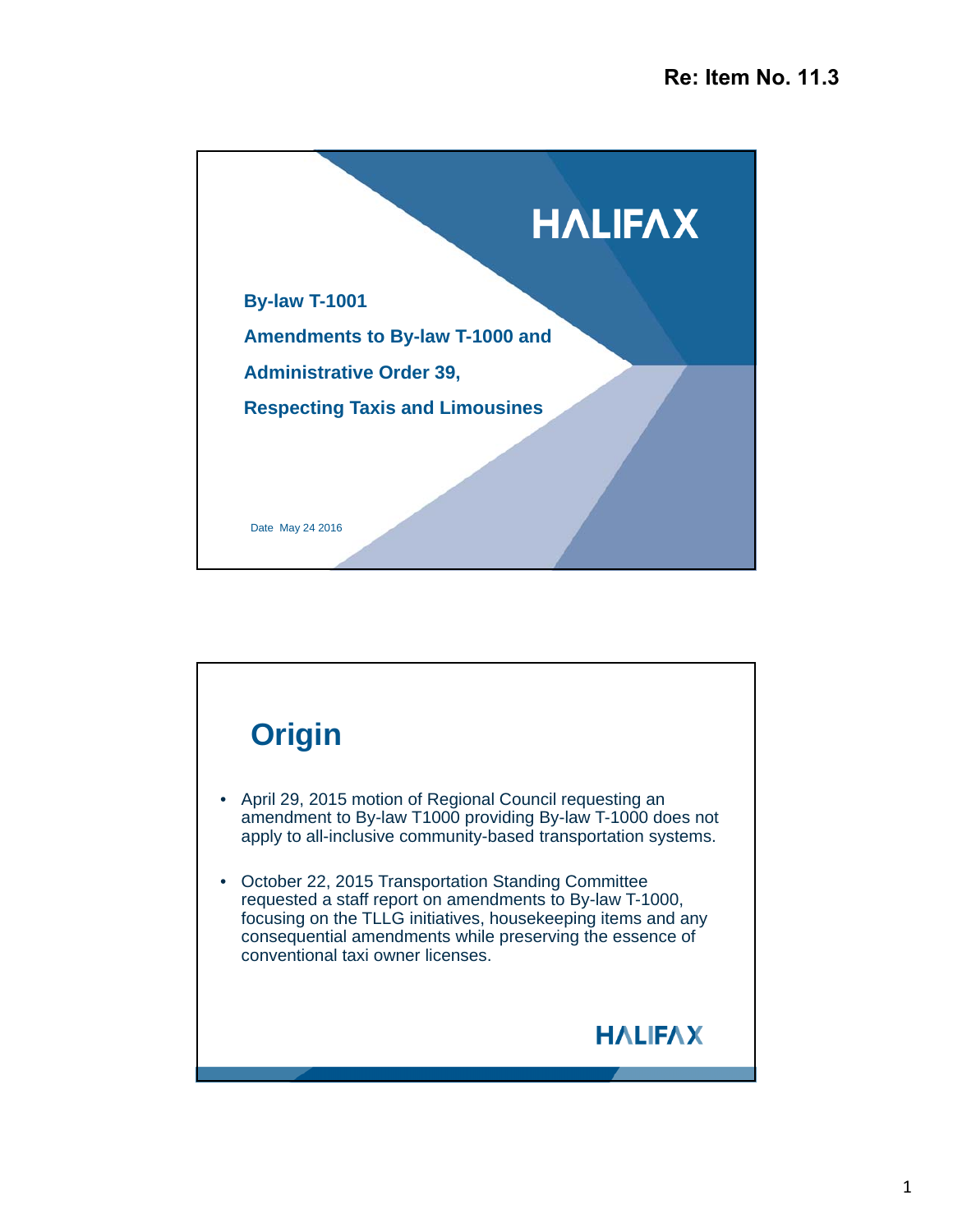Re: Item No. 11.3

HALIFAX

**By-law T-1001**

**Amendments to By-law T-1000 and**

**Administrative Order 39,**

**Respecting Taxis and Limousines**

Date May 24 2016

## Origin

- April 29, 2015 motion of Regional Council requesting an amendment to By-law T1000 providing By-law T-1000 does not apply to all-inclusive community-based transportation systems.
- October 22, 2015 Transportation Standing Committee requested a staff report on amendments to By-law T-1000, focusing on the TLLG initiatives, housekeeping items and any consequential amendments while preserving the essence of conventional taxi owner licenses.

HALIFAX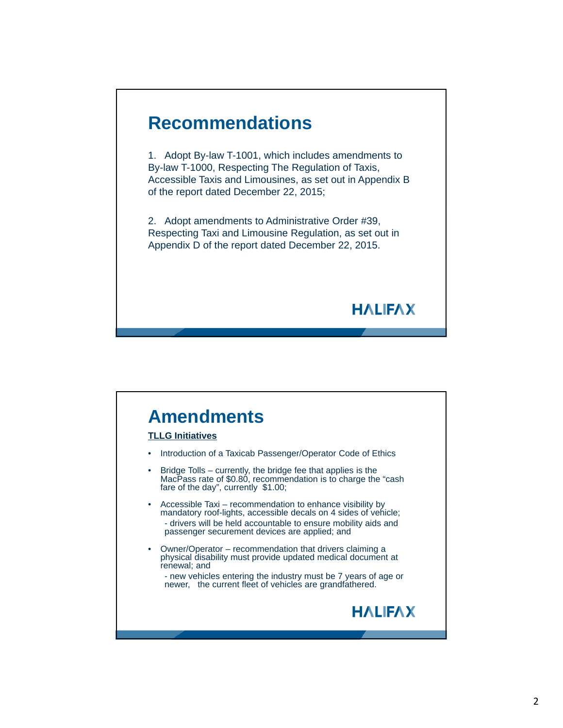## Recommendations

1. Adopt By-law T-1001, which includes amendments to By-law T-1000, Respecting The Regulation of Taxis, Accessible Taxis and Limousines, as set out in Appendix B of the report dated December 22, 2015;

2. Adopt amendments to Administrative Order #39, Respecting Taxi and Limousine Regulation, as set out in Appendix D of the report dated December 22, 2015.

HALIFAX

## Amendments

**TLLG Initiatives**

- Introduction of a Taxicab Passenger/Operator Code of Ethics
- Bridge Tolls – currently, the bridge fee that applies is the MacPass rate of $0.80, recommendation is to charge the "cash fare of the day", currently $1.00;
- Accessible Taxi – recommendation to enhance visibility by mandatory roof-lights, accessible decals on 4 sides of vehicle;
  - drivers will be held accountable to ensure mobility aids and passenger securement devices are applied; and
- Owner/Operator – recommendation that drivers claiming a physical disability must provide updated medical document at renewal; and
  - new vehicles entering the industry must be 7 years of age or newer, the current fleet of vehicles are grandfathered.

HALIFAX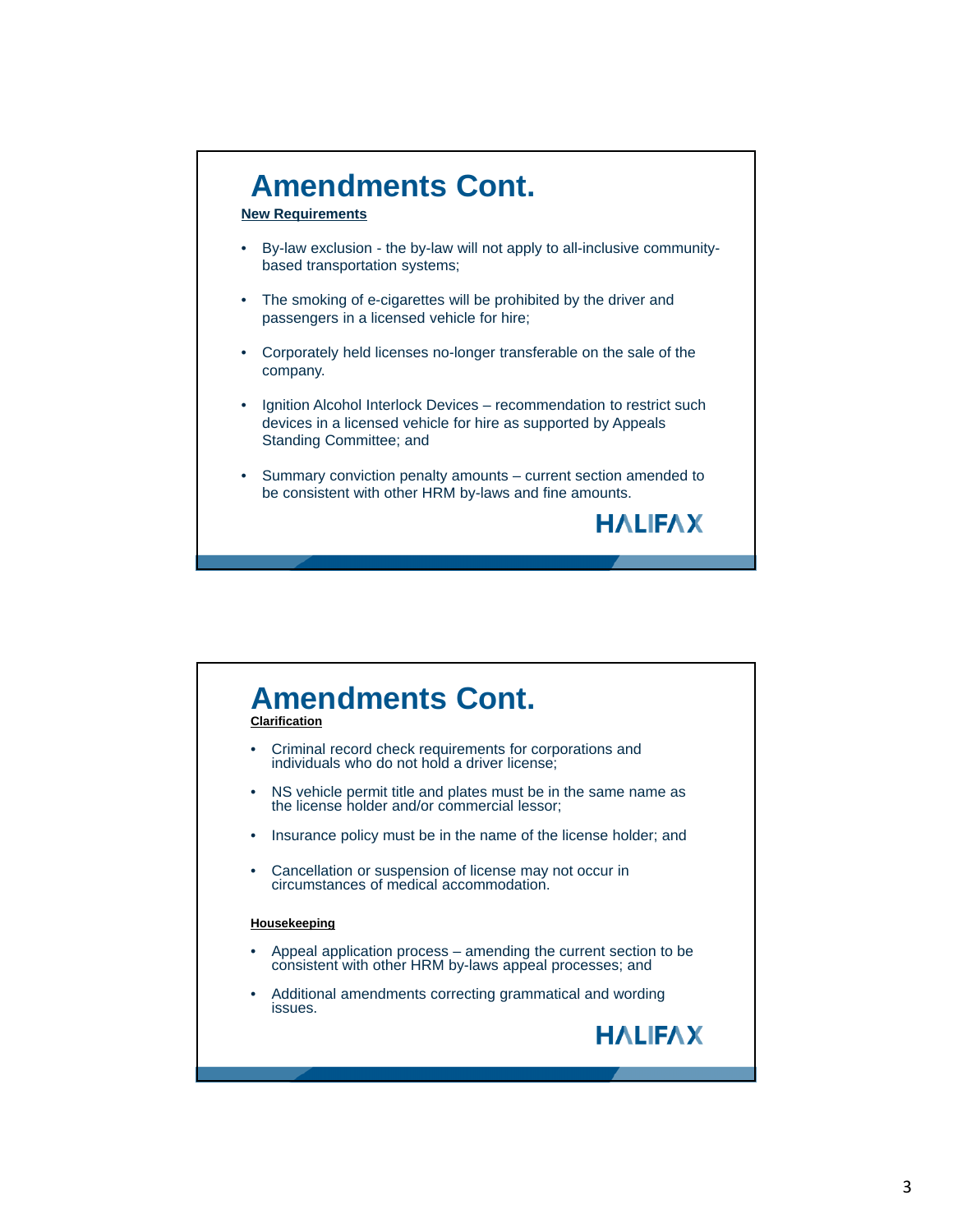# Amendments Cont.

**New Requirements**

- By-law exclusion - the by-law will not apply to all-inclusive community-based transportation systems;
- The smoking of e-cigarettes will be prohibited by the driver and passengers in a licensed vehicle for hire;
- Corporately held licenses no-longer transferable on the sale of the company.
- Ignition Alcohol Interlock Devices – recommendation to restrict such devices in a licensed vehicle for hire as supported by Appeals Standing Committee; and
- Summary conviction penalty amounts – current section amended to be consistent with other HRM by-laws and fine amounts.

HALIFAX

# Amendments Cont.

**Clarification**

- Criminal record check requirements for corporations and individuals who do not hold a driver license;
- NS vehicle permit title and plates must be in the same name as the license holder and/or commercial lessor;
- Insurance policy must be in the name of the license holder; and
- Cancellation or suspension of license may not occur in circumstances of medical accommodation.

**Housekeeping**

- Appeal application process – amending the current section to be consistent with other HRM by-laws appeal processes; and
- Additional amendments correcting grammatical and wording issues.

HALIFAX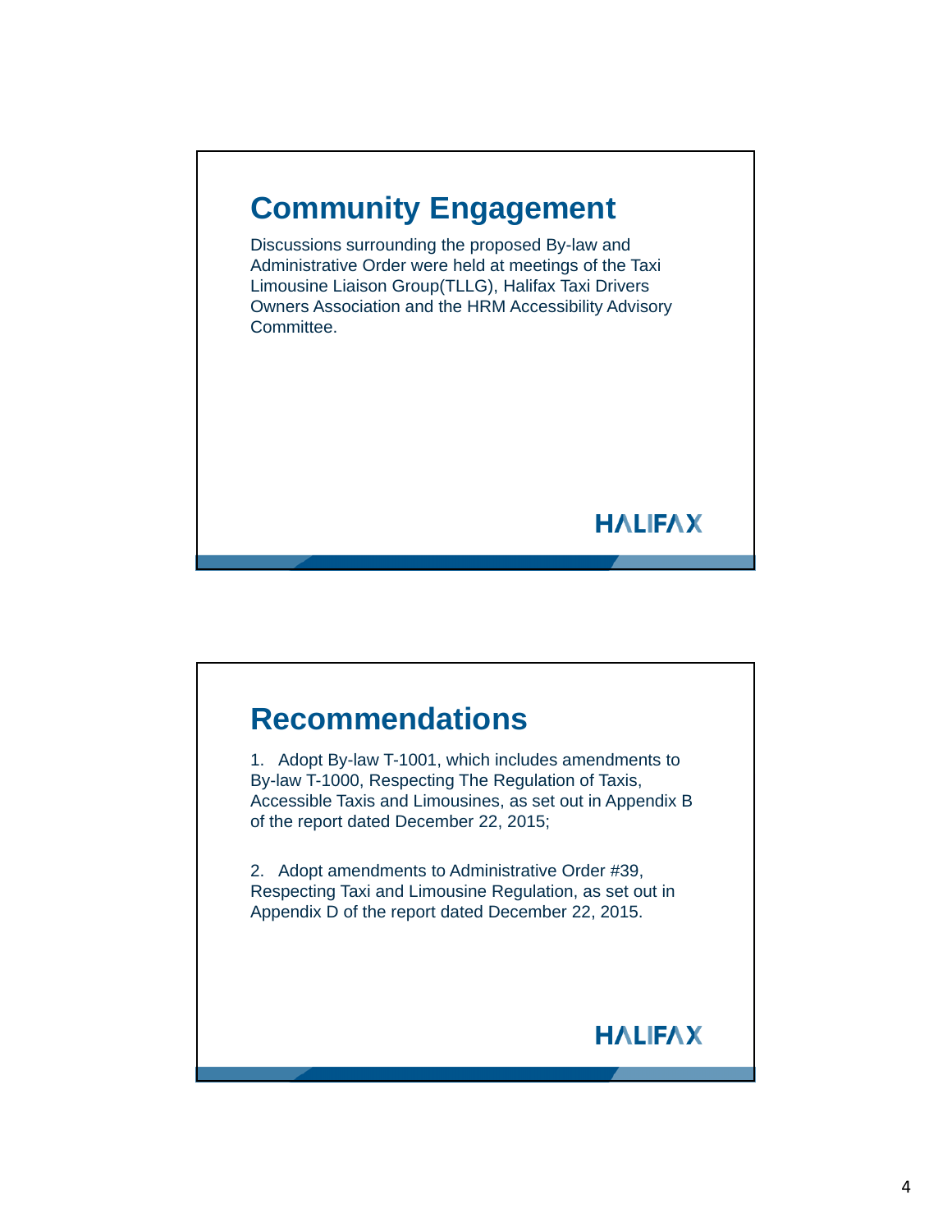## Community Engagement

Discussions surrounding the proposed By-law and Administrative Order were held at meetings of the Taxi Limousine Liaison Group(TLLG), Halifax Taxi Drivers Owners Association and the HRM Accessibility Advisory Committee.

HALIFAX

## Recommendations

1. Adopt By-law T-1001, which includes amendments to By-law T-1000, Respecting The Regulation of Taxis, Accessible Taxis and Limousines, as set out in Appendix B of the report dated December 22, 2015;

2. Adopt amendments to Administrative Order #39, Respecting Taxi and Limousine Regulation, as set out in Appendix D of the report dated December 22, 2015.

HALIFAX